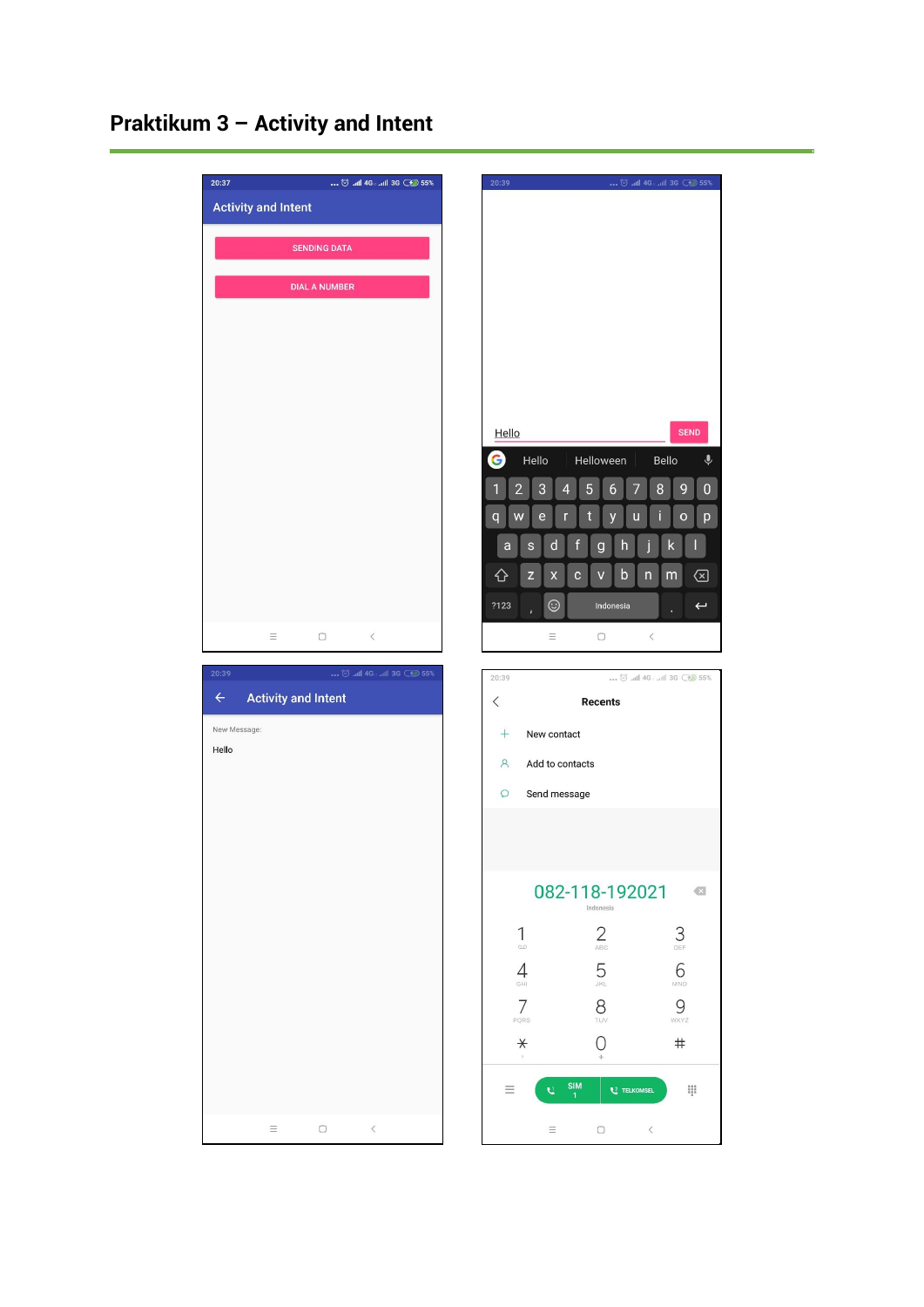# Praktikum 3 – Activity and Intent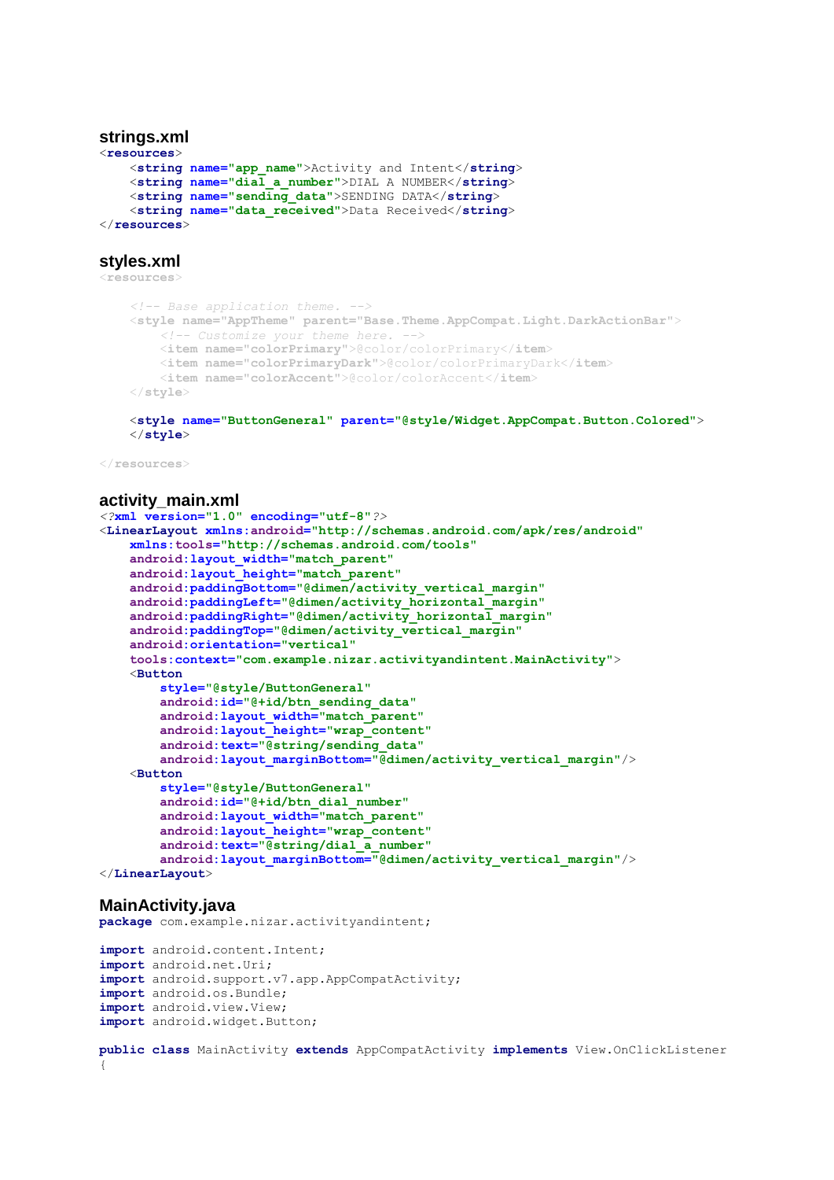### strings.xml

```xml
<resources>
    <string name="app_name">Activity and Intent</string>
    <string name="dial_a_number">DIAL A NUMBER</string>
    <string name="sending_data">SENDING DATA</string>
    <string name="data_received">Data Received</string>
</resources>
```

### styles.xml

```xml
<resources>

    <!-- Base application theme. -->
    <style name="AppTheme" parent="Base.Theme.AppCompat.Light.DarkActionBar">
        <!-- Customize your theme here. -->
        <item name="colorPrimary">@color/colorPrimary</item>
        <item name="colorPrimaryDark">@color/colorPrimaryDark</item>
        <item name="colorAccent">@color/colorAccent</item>
    </style>

    <style name="ButtonGeneral" parent="@style/Widget.AppCompat.Button.Colored">
    </style>

</resources>
```

### activity_main.xml

```xml
<?xml version="1.0" encoding="utf-8"?>
<LinearLayout xmlns:android="http://schemas.android.com/apk/res/android"
    xmlns:tools="http://schemas.android.com/tools"
    android:layout_width="match_parent"
    android:layout_height="match_parent"
    android:paddingBottom="@dimen/activity_vertical_margin"
    android:paddingLeft="@dimen/activity_horizontal_margin"
    android:paddingRight="@dimen/activity_horizontal_margin"
    android:paddingTop="@dimen/activity_vertical_margin"
    android:orientation="vertical"
    tools:context="com.example.nizar.activityandintent.MainActivity">
    <Button
        style="@style/ButtonGeneral"
        android:id="@+id/btn_sending_data"
        android:layout_width="match_parent"
        android:layout_height="wrap_content"
        android:text="@string/sending_data"
        android:layout_marginBottom="@dimen/activity_vertical_margin"/>
    <Button
        style="@style/ButtonGeneral"
        android:id="@+id/btn_dial_number"
        android:layout_width="match_parent"
        android:layout_height="wrap_content"
        android:text="@string/dial_a_number"
        android:layout_marginBottom="@dimen/activity_vertical_margin"/>
</LinearLayout>
```

### MainActivity.java

```java
package com.example.nizar.activityandintent;

import android.content.Intent;
import android.net.Uri;
import android.support.v7.app.AppCompatActivity;
import android.os.Bundle;
import android.view.View;
import android.widget.Button;

public class MainActivity extends AppCompatActivity implements View.OnClickListener
{
```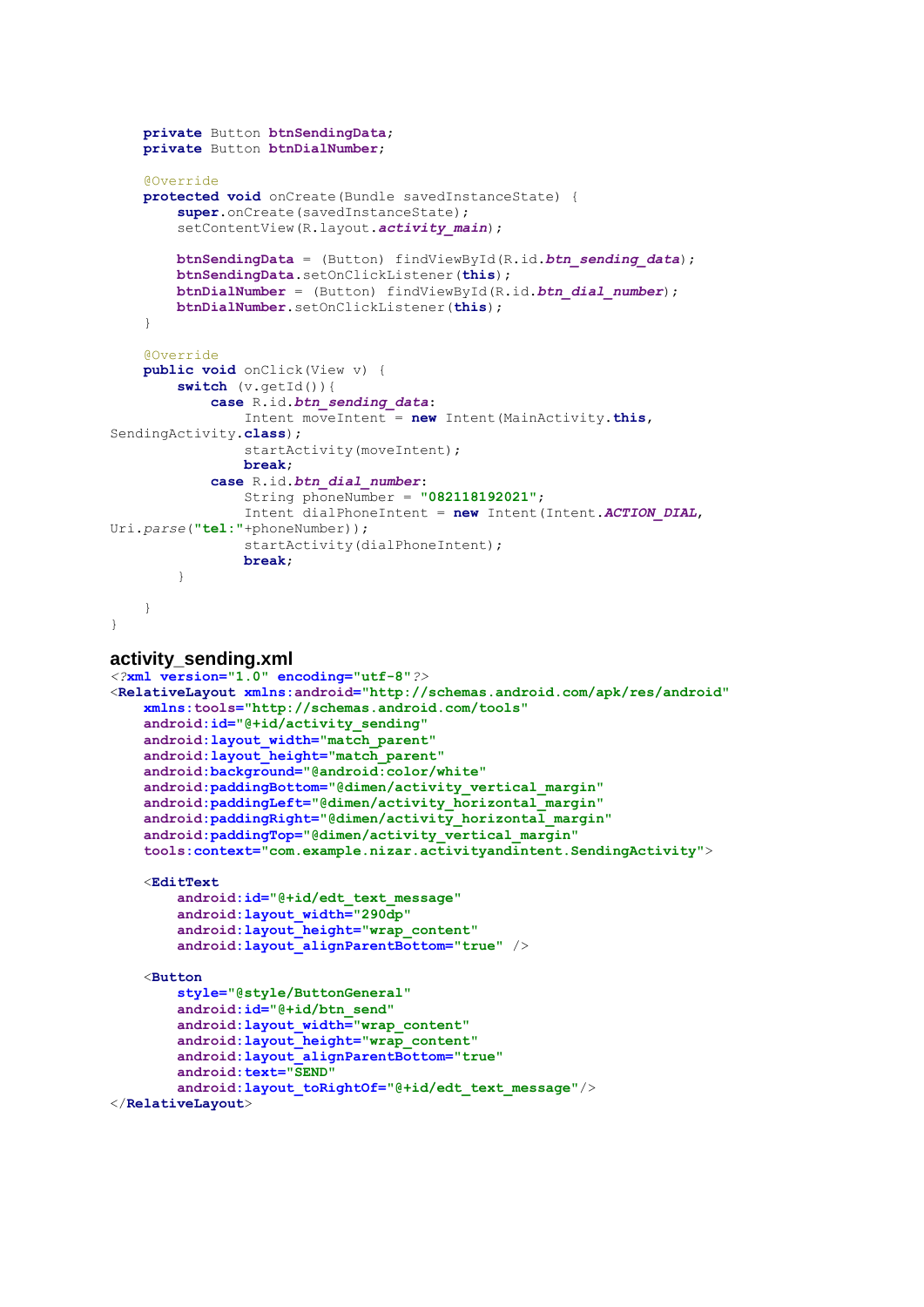```java
    private Button btnSendingData;
    private Button btnDialNumber;

    @Override
    protected void onCreate(Bundle savedInstanceState) {
        super.onCreate(savedInstanceState);
        setContentView(R.layout.activity_main);

        btnSendingData = (Button) findViewById(R.id.btn_sending_data);
        btnSendingData.setOnClickListener(this);
        btnDialNumber = (Button) findViewById(R.id.btn_dial_number);
        btnDialNumber.setOnClickListener(this);
    }

    @Override
    public void onClick(View v) {
        switch (v.getId()){
            case R.id.btn_sending_data:
                Intent moveIntent = new Intent(MainActivity.this,
SendingActivity.class);
                startActivity(moveIntent);
                break;
            case R.id.btn_dial_number:
                String phoneNumber = "082118192021";
                Intent dialPhoneIntent = new Intent(Intent.ACTION_DIAL,
Uri.parse("tel:"+phoneNumber));
                startActivity(dialPhoneIntent);
                break;
        }

    }
}
```

## activity_sending.xml

```xml
<?xml version="1.0" encoding="utf-8"?>
<RelativeLayout xmlns:android="http://schemas.android.com/apk/res/android"
    xmlns:tools="http://schemas.android.com/tools"
    android:id="@+id/activity_sending"
    android:layout_width="match_parent"
    android:layout_height="match_parent"
    android:background="@android:color/white"
    android:paddingBottom="@dimen/activity_vertical_margin"
    android:paddingLeft="@dimen/activity_horizontal_margin"
    android:paddingRight="@dimen/activity_horizontal_margin"
    android:paddingTop="@dimen/activity_vertical_margin"
    tools:context="com.example.nizar.activityandintent.SendingActivity">

    <EditText
        android:id="@+id/edt_text_message"
        android:layout_width="290dp"
        android:layout_height="wrap_content"
        android:layout_alignParentBottom="true" />

    <Button
        style="@style/ButtonGeneral"
        android:id="@+id/btn_send"
        android:layout_width="wrap_content"
        android:layout_height="wrap_content"
        android:layout_alignParentBottom="true"
        android:text="SEND"
        android:layout_toRightOf="@+id/edt_text_message"/>
</RelativeLayout>
```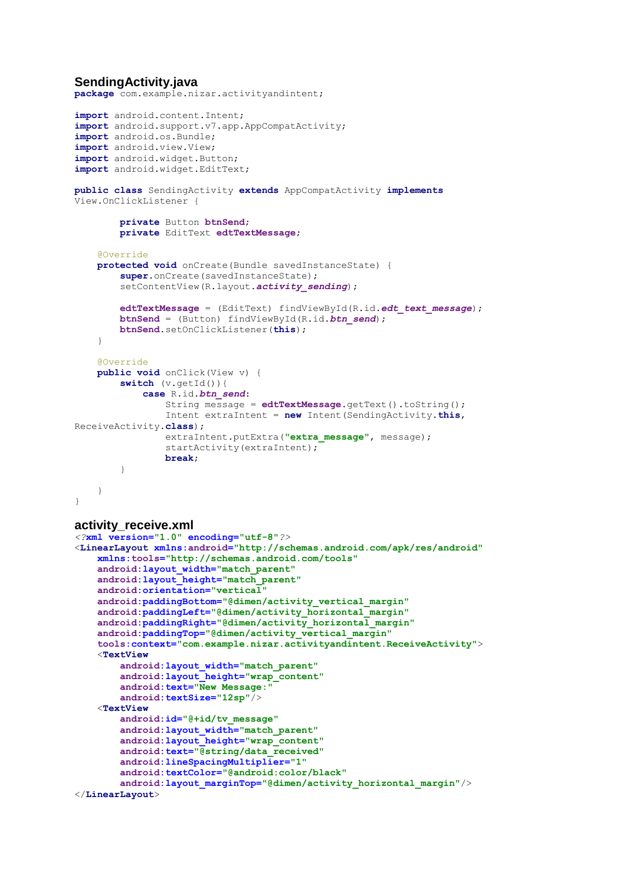### SendingActivity.java

```java
package com.example.nizar.activityandintent;

import android.content.Intent;
import android.support.v7.app.AppCompatActivity;
import android.os.Bundle;
import android.view.View;
import android.widget.Button;
import android.widget.EditText;

public class SendingActivity extends AppCompatActivity implements
View.OnClickListener {

        private Button btnSend;
        private EditText edtTextMessage;

    @Override
    protected void onCreate(Bundle savedInstanceState) {
        super.onCreate(savedInstanceState);
        setContentView(R.layout.activity_sending);

        edtTextMessage = (EditText) findViewById(R.id.edt_text_message);
        btnSend = (Button) findViewById(R.id.btn_send);
        btnSend.setOnClickListener(this);
    }

    @Override
    public void onClick(View v) {
        switch (v.getId()){
            case R.id.btn_send:
                String message = edtTextMessage.getText().toString();
                Intent extraIntent = new Intent(SendingActivity.this,
ReceiveActivity.class);
                extraIntent.putExtra("extra_message", message);
                startActivity(extraIntent);
                break;
        }

    }
}
```

### activity_receive.xml

```xml
<?xml version="1.0" encoding="utf-8"?>
<LinearLayout xmlns:android="http://schemas.android.com/apk/res/android"
    xmlns:tools="http://schemas.android.com/tools"
    android:layout_width="match_parent"
    android:layout_height="match_parent"
    android:orientation="vertical"
    android:paddingBottom="@dimen/activity_vertical_margin"
    android:paddingLeft="@dimen/activity_horizontal_margin"
    android:paddingRight="@dimen/activity_horizontal_margin"
    android:paddingTop="@dimen/activity_vertical_margin"
    tools:context="com.example.nizar.activityandintent.ReceiveActivity">
    <TextView
        android:layout_width="match_parent"
        android:layout_height="wrap_content"
        android:text="New Message:"
        android:textSize="12sp"/>
    <TextView
        android:id="@+id/tv_message"
        android:layout_width="match_parent"
        android:layout_height="wrap_content"
        android:text="@string/data_received"
        android:lineSpacingMultiplier="1"
        android:textColor="@android:color/black"
        android:layout_marginTop="@dimen/activity_horizontal_margin"/>
</LinearLayout>
```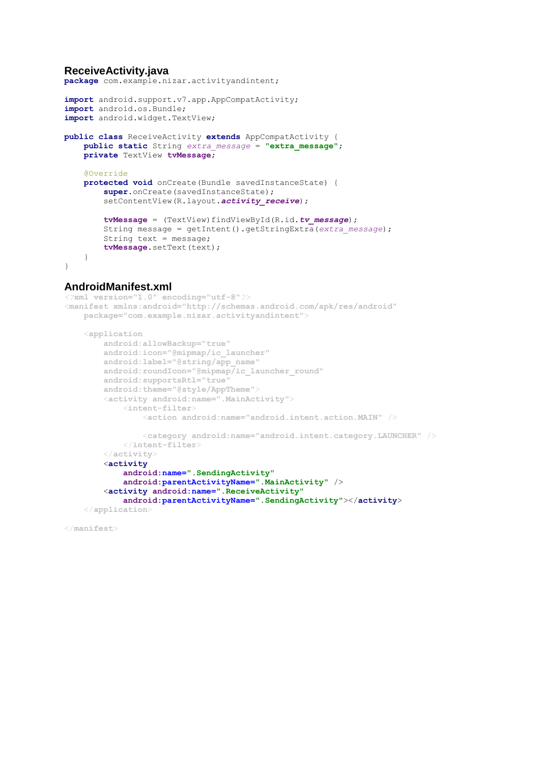### ReceiveActivity.java

```java
package com.example.nizar.activityandintent;

import android.support.v7.app.AppCompatActivity;
import android.os.Bundle;
import android.widget.TextView;

public class ReceiveActivity extends AppCompatActivity {
    public static String extra_message = "extra_message";
    private TextView tvMessage;

    @Override
    protected void onCreate(Bundle savedInstanceState) {
        super.onCreate(savedInstanceState);
        setContentView(R.layout.activity_receive);

        tvMessage = (TextView)findViewById(R.id.tv_message);
        String message = getIntent().getStringExtra(extra_message);
        String text = message;
        tvMessage.setText(text);
    }
}
```

### AndroidManifest.xml

```xml
<?xml version="1.0" encoding="utf-8"?>
<manifest xmlns:android="http://schemas.android.com/apk/res/android"
    package="com.example.nizar.activityandintent">

    <application
        android:allowBackup="true"
        android:icon="@mipmap/ic_launcher"
        android:label="@string/app_name"
        android:roundIcon="@mipmap/ic_launcher_round"
        android:supportsRtl="true"
        android:theme="@style/AppTheme">
        <activity android:name=".MainActivity">
            <intent-filter>
                <action android:name="android.intent.action.MAIN" />

                <category android:name="android.intent.category.LAUNCHER" />
            </intent-filter>
        </activity>
        <activity
            android:name=".SendingActivity"
            android:parentActivityName=".MainActivity" />
        <activity android:name=".ReceiveActivity"
            android:parentActivityName=".SendingActivity"></activity>
    </application>

</manifest>
```